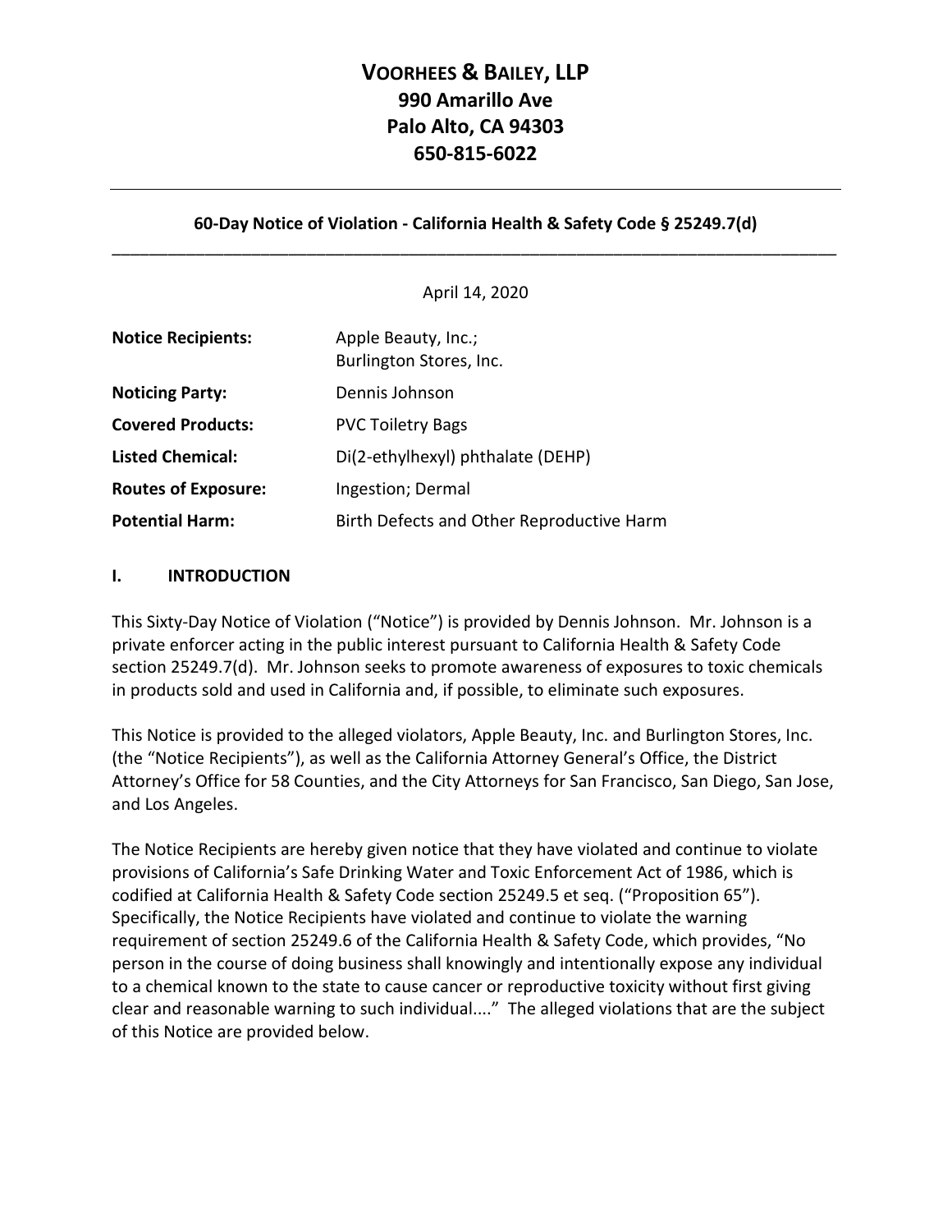# VOORHEES & BAILEY, LLP
# 990 Amarillo Ave
# Palo Alto, CA 94303
# 650-815-6022

---

**60-Day Notice of Violation - California Health & Safety Code § 25249.7(d)**

---

April 14, 2020

| | |
|---|---|
| **Notice Recipients:** | Apple Beauty, Inc.; Burlington Stores, Inc. |
| **Noticing Party:** | Dennis Johnson |
| **Covered Products:** | PVC Toiletry Bags |
| **Listed Chemical:** | Di(2-ethylhexyl) phthalate (DEHP) |
| **Routes of Exposure:** | Ingestion; Dermal |
| **Potential Harm:** | Birth Defects and Other Reproductive Harm |

## I. INTRODUCTION

This Sixty-Day Notice of Violation ("Notice") is provided by Dennis Johnson. Mr. Johnson is a private enforcer acting in the public interest pursuant to California Health & Safety Code section 25249.7(d). Mr. Johnson seeks to promote awareness of exposures to toxic chemicals in products sold and used in California and, if possible, to eliminate such exposures.

This Notice is provided to the alleged violators, Apple Beauty, Inc. and Burlington Stores, Inc. (the "Notice Recipients"), as well as the California Attorney General's Office, the District Attorney's Office for 58 Counties, and the City Attorneys for San Francisco, San Diego, San Jose, and Los Angeles.

The Notice Recipients are hereby given notice that they have violated and continue to violate provisions of California's Safe Drinking Water and Toxic Enforcement Act of 1986, which is codified at California Health & Safety Code section 25249.5 et seq. ("Proposition 65"). Specifically, the Notice Recipients have violated and continue to violate the warning requirement of section 25249.6 of the California Health & Safety Code, which provides, "No person in the course of doing business shall knowingly and intentionally expose any individual to a chemical known to the state to cause cancer or reproductive toxicity without first giving clear and reasonable warning to such individual...." The alleged violations that are the subject of this Notice are provided below.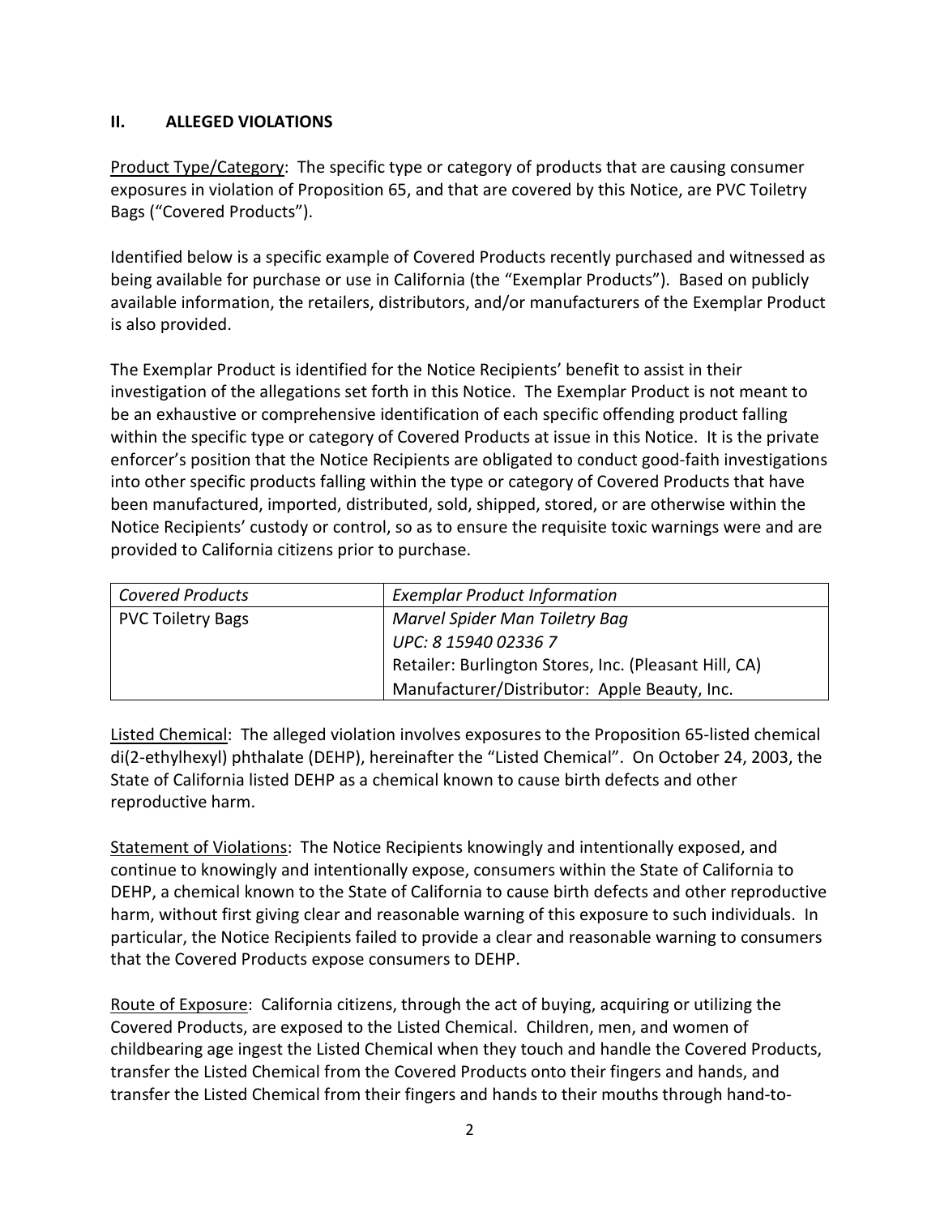## II. ALLEGED VIOLATIONS

Product Type/Category: The specific type or category of products that are causing consumer exposures in violation of Proposition 65, and that are covered by this Notice, are PVC Toiletry Bags ("Covered Products").

Identified below is a specific example of Covered Products recently purchased and witnessed as being available for purchase or use in California (the "Exemplar Products"). Based on publicly available information, the retailers, distributors, and/or manufacturers of the Exemplar Product is also provided.

The Exemplar Product is identified for the Notice Recipients' benefit to assist in their investigation of the allegations set forth in this Notice. The Exemplar Product is not meant to be an exhaustive or comprehensive identification of each specific offending product falling within the specific type or category of Covered Products at issue in this Notice. It is the private enforcer's position that the Notice Recipients are obligated to conduct good-faith investigations into other specific products falling within the type or category of Covered Products that have been manufactured, imported, distributed, sold, shipped, stored, or are otherwise within the Notice Recipients' custody or control, so as to ensure the requisite toxic warnings were and are provided to California citizens prior to purchase.

| *Covered Products* | *Exemplar Product Information* |
|---|---|
| PVC Toiletry Bags | *Marvel Spider Man Toiletry Bag*<br>*UPC: 8 15940 02336 7*<br>Retailer: Burlington Stores, Inc. (Pleasant Hill, CA)<br>Manufacturer/Distributor: Apple Beauty, Inc. |

Listed Chemical: The alleged violation involves exposures to the Proposition 65-listed chemical di(2-ethylhexyl) phthalate (DEHP), hereinafter the "Listed Chemical". On October 24, 2003, the State of California listed DEHP as a chemical known to cause birth defects and other reproductive harm.

Statement of Violations: The Notice Recipients knowingly and intentionally exposed, and continue to knowingly and intentionally expose, consumers within the State of California to DEHP, a chemical known to the State of California to cause birth defects and other reproductive harm, without first giving clear and reasonable warning of this exposure to such individuals. In particular, the Notice Recipients failed to provide a clear and reasonable warning to consumers that the Covered Products expose consumers to DEHP.

Route of Exposure: California citizens, through the act of buying, acquiring or utilizing the Covered Products, are exposed to the Listed Chemical. Children, men, and women of childbearing age ingest the Listed Chemical when they touch and handle the Covered Products, transfer the Listed Chemical from the Covered Products onto their fingers and hands, and transfer the Listed Chemical from their fingers and hands to their mouths through hand-to-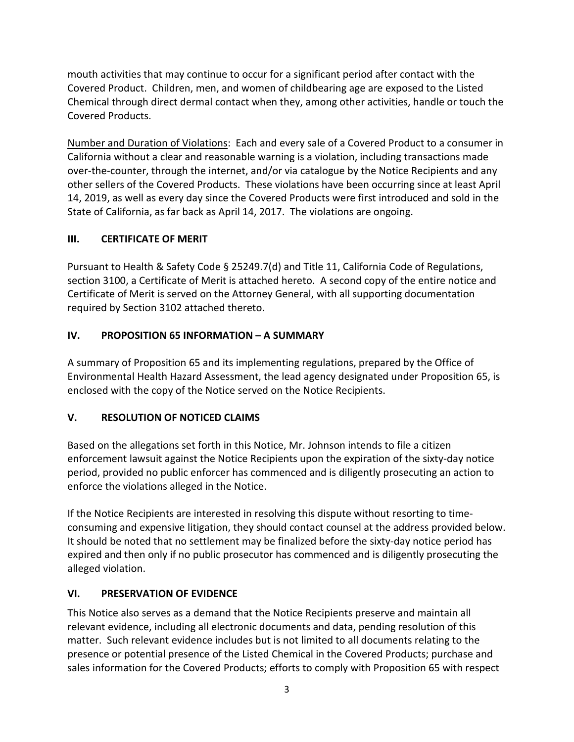mouth activities that may continue to occur for a significant period after contact with the Covered Product. Children, men, and women of childbearing age are exposed to the Listed Chemical through direct dermal contact when they, among other activities, handle or touch the Covered Products.

Number and Duration of Violations: Each and every sale of a Covered Product to a consumer in California without a clear and reasonable warning is a violation, including transactions made over-the-counter, through the internet, and/or via catalogue by the Notice Recipients and any other sellers of the Covered Products. These violations have been occurring since at least April 14, 2019, as well as every day since the Covered Products were first introduced and sold in the State of California, as far back as April 14, 2017. The violations are ongoing.

## III. CERTIFICATE OF MERIT

Pursuant to Health & Safety Code § 25249.7(d) and Title 11, California Code of Regulations, section 3100, a Certificate of Merit is attached hereto. A second copy of the entire notice and Certificate of Merit is served on the Attorney General, with all supporting documentation required by Section 3102 attached thereto.

## IV. PROPOSITION 65 INFORMATION – A SUMMARY

A summary of Proposition 65 and its implementing regulations, prepared by the Office of Environmental Health Hazard Assessment, the lead agency designated under Proposition 65, is enclosed with the copy of the Notice served on the Notice Recipients.

## V. RESOLUTION OF NOTICED CLAIMS

Based on the allegations set forth in this Notice, Mr. Johnson intends to file a citizen enforcement lawsuit against the Notice Recipients upon the expiration of the sixty-day notice period, provided no public enforcer has commenced and is diligently prosecuting an action to enforce the violations alleged in the Notice.

If the Notice Recipients are interested in resolving this dispute without resorting to time-consuming and expensive litigation, they should contact counsel at the address provided below. It should be noted that no settlement may be finalized before the sixty-day notice period has expired and then only if no public prosecutor has commenced and is diligently prosecuting the alleged violation.

## VI. PRESERVATION OF EVIDENCE

This Notice also serves as a demand that the Notice Recipients preserve and maintain all relevant evidence, including all electronic documents and data, pending resolution of this matter. Such relevant evidence includes but is not limited to all documents relating to the presence or potential presence of the Listed Chemical in the Covered Products; purchase and sales information for the Covered Products; efforts to comply with Proposition 65 with respect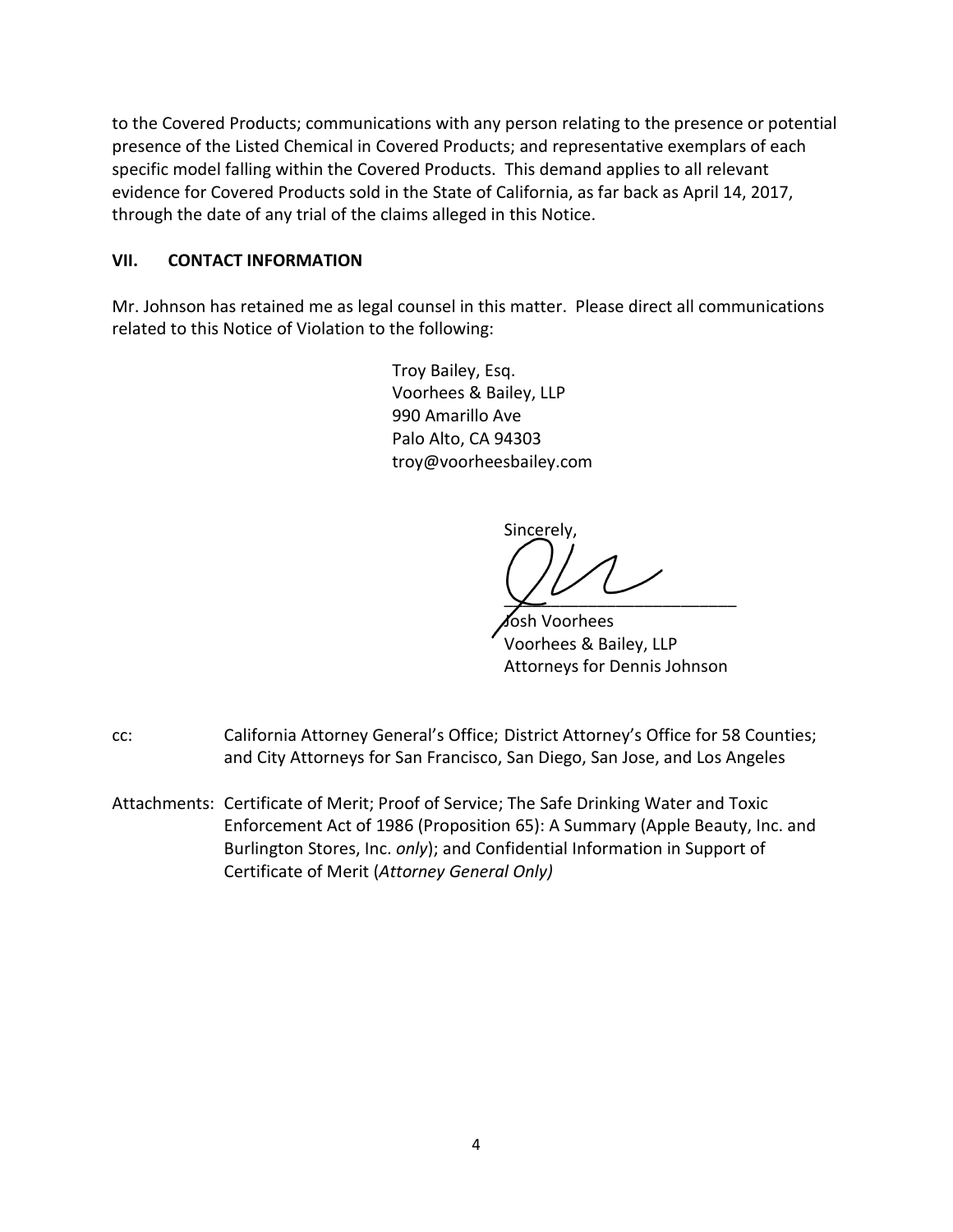to the Covered Products; communications with any person relating to the presence or potential presence of the Listed Chemical in Covered Products; and representative exemplars of each specific model falling within the Covered Products. This demand applies to all relevant evidence for Covered Products sold in the State of California, as far back as April 14, 2017, through the date of any trial of the claims alleged in this Notice.

## VII. CONTACT INFORMATION

Mr. Johnson has retained me as legal counsel in this matter. Please direct all communications related to this Notice of Violation to the following:

> Troy Bailey, Esq.
> Voorhees & Bailey, LLP
> 990 Amarillo Ave
> Palo Alto, CA 94303
> troy@voorheesbailey.com

Sincerely,

\_\_\_\_\_\_\_\_\_\_\_\_\_\_\_\_\_\_\_\_\_\_\_\_\_\_

Josh Voorhees
Voorhees & Bailey, LLP
Attorneys for Dennis Johnson

cc: California Attorney General's Office; District Attorney's Office for 58 Counties; and City Attorneys for San Francisco, San Diego, San Jose, and Los Angeles

Attachments: Certificate of Merit; Proof of Service; The Safe Drinking Water and Toxic Enforcement Act of 1986 (Proposition 65): A Summary (Apple Beauty, Inc. and Burlington Stores, Inc. *only*); and Confidential Information in Support of Certificate of Merit (*Attorney General Only)*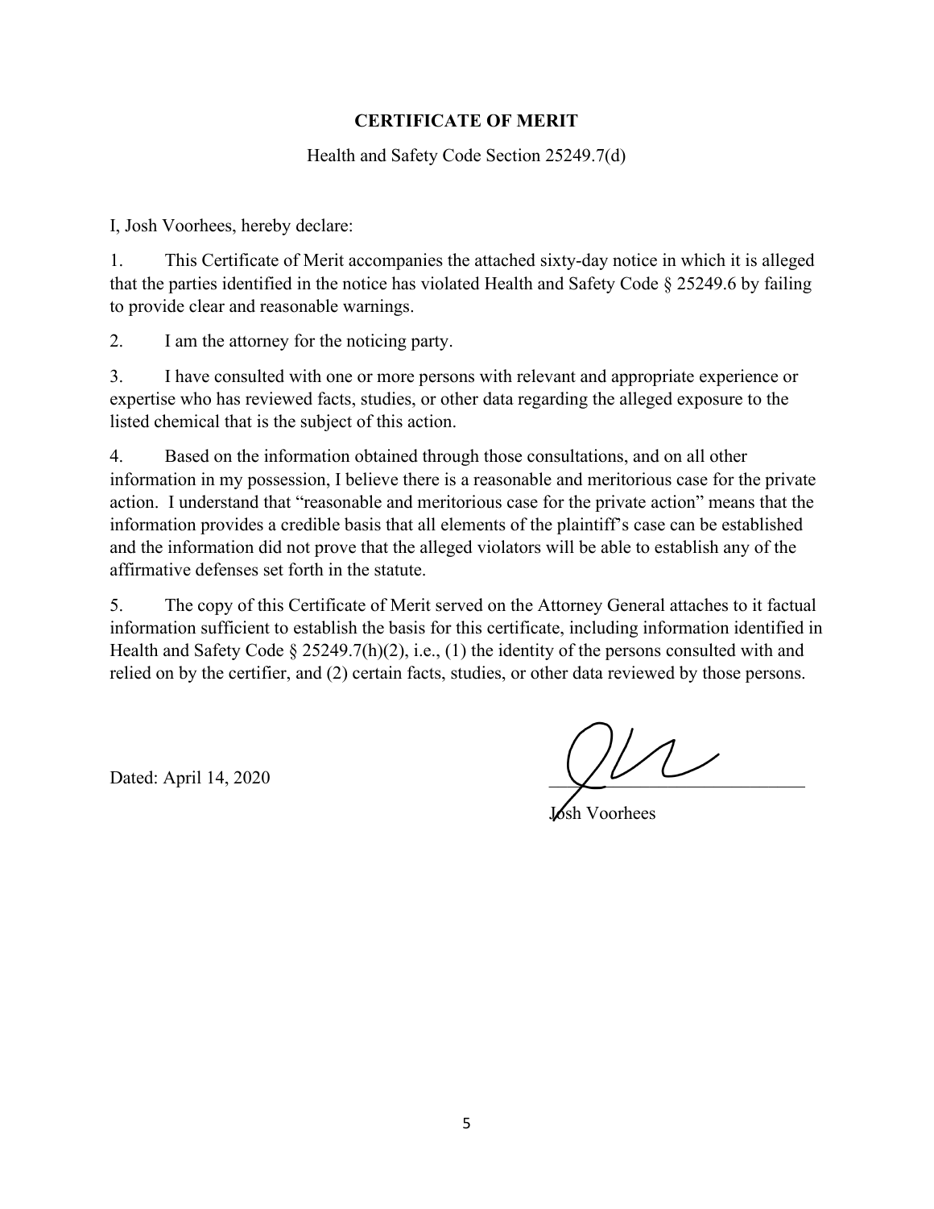**CERTIFICATE OF MERIT**

Health and Safety Code Section 25249.7(d)

I, Josh Voorhees, hereby declare:

1. This Certificate of Merit accompanies the attached sixty-day notice in which it is alleged that the parties identified in the notice has violated Health and Safety Code § 25249.6 by failing to provide clear and reasonable warnings.

2. I am the attorney for the noticing party.

3. I have consulted with one or more persons with relevant and appropriate experience or expertise who has reviewed facts, studies, or other data regarding the alleged exposure to the listed chemical that is the subject of this action.

4. Based on the information obtained through those consultations, and on all other information in my possession, I believe there is a reasonable and meritorious case for the private action. I understand that "reasonable and meritorious case for the private action" means that the information provides a credible basis that all elements of the plaintiff's case can be established and the information did not prove that the alleged violators will be able to establish any of the affirmative defenses set forth in the statute.

5. The copy of this Certificate of Merit served on the Attorney General attaches to it factual information sufficient to establish the basis for this certificate, including information identified in Health and Safety Code § 25249.7(h)(2), i.e., (1) the identity of the persons consulted with and relied on by the certifier, and (2) certain facts, studies, or other data reviewed by those persons.

Dated: April 14, 2020

\_\_\_\_\_\_\_\_\_\_\_\_\_\_\_\_\_\_\_\_\_\_\_\_\_\_\_\_

Josh Voorhees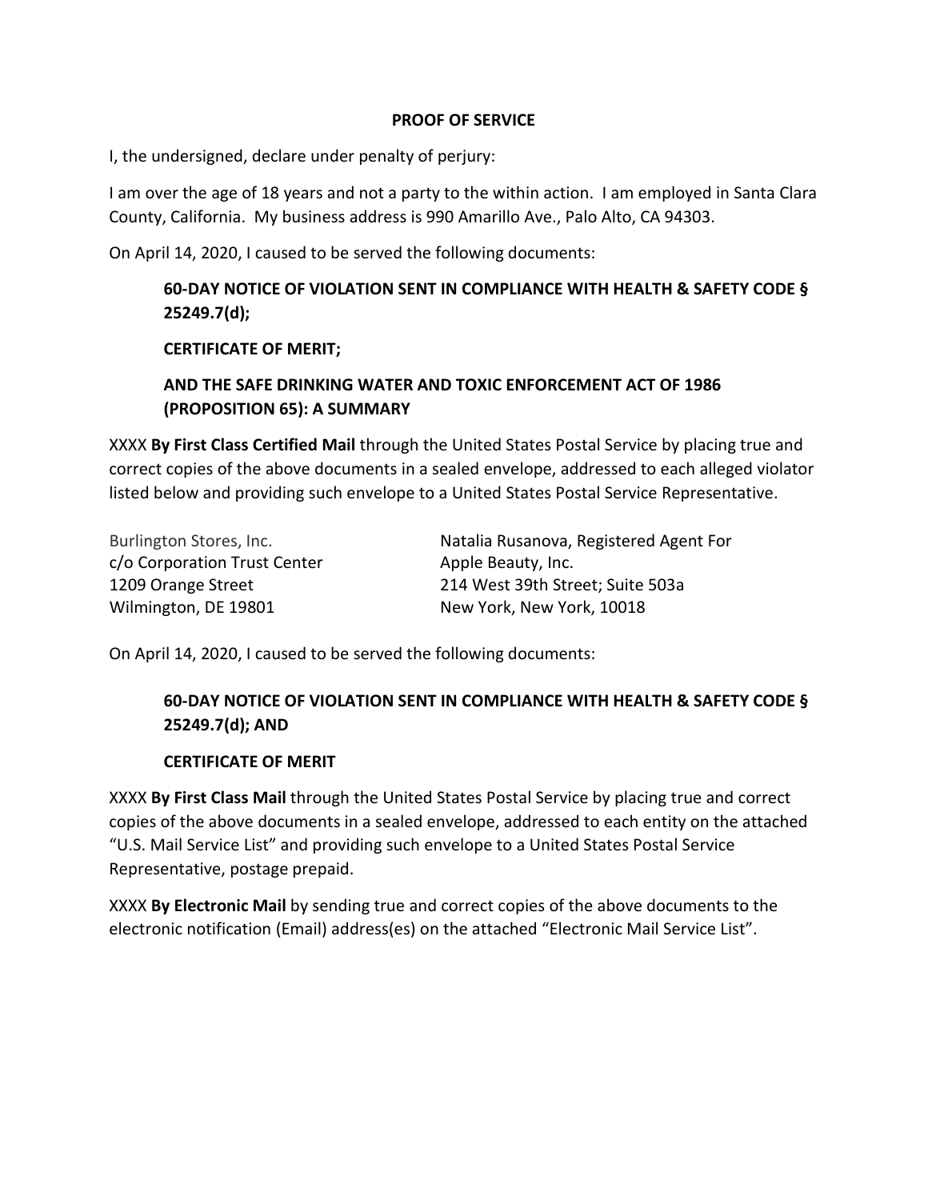**PROOF OF SERVICE**

I, the undersigned, declare under penalty of perjury:

I am over the age of 18 years and not a party to the within action. I am employed in Santa Clara County, California. My business address is 990 Amarillo Ave., Palo Alto, CA 94303.

On April 14, 2020, I caused to be served the following documents:

> **60-DAY NOTICE OF VIOLATION SENT IN COMPLIANCE WITH HEALTH & SAFETY CODE § 25249.7(d);**
>
> **CERTIFICATE OF MERIT;**
>
> **AND THE SAFE DRINKING WATER AND TOXIC ENFORCEMENT ACT OF 1986 (PROPOSITION 65): A SUMMARY**

XXXX **By First Class Certified Mail** through the United States Postal Service by placing true and correct copies of the above documents in a sealed envelope, addressed to each alleged violator listed below and providing such envelope to a United States Postal Service Representative.

Burlington Stores, Inc.
c/o Corporation Trust Center
1209 Orange Street
Wilmington, DE 19801

Natalia Rusanova, Registered Agent For
Apple Beauty, Inc.
214 West 39th Street; Suite 503a
New York, New York, 10018

On April 14, 2020, I caused to be served the following documents:

> **60-DAY NOTICE OF VIOLATION SENT IN COMPLIANCE WITH HEALTH & SAFETY CODE § 25249.7(d); AND**
>
> **CERTIFICATE OF MERIT**

XXXX **By First Class Mail** through the United States Postal Service by placing true and correct copies of the above documents in a sealed envelope, addressed to each entity on the attached "U.S. Mail Service List" and providing such envelope to a United States Postal Service Representative, postage prepaid.

XXXX **By Electronic Mail** by sending true and correct copies of the above documents to the electronic notification (Email) address(es) on the attached "Electronic Mail Service List".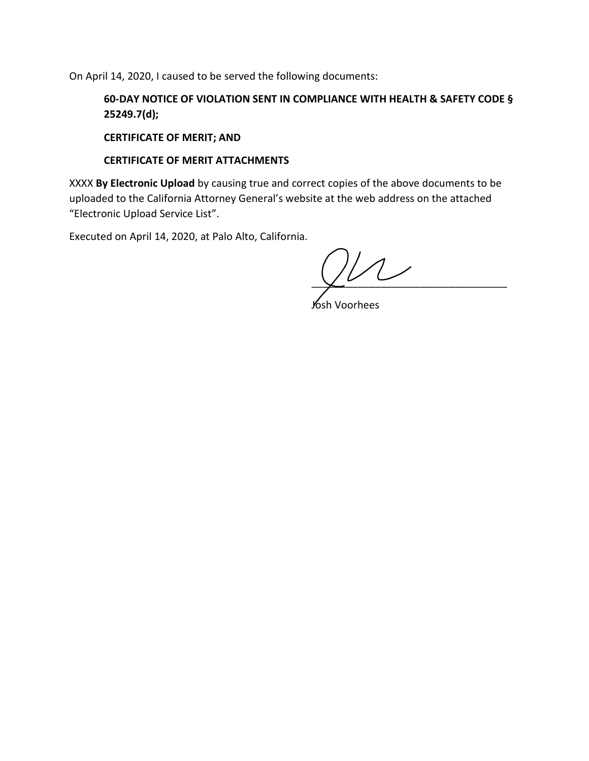On April 14, 2020, I caused to be served the following documents:

**60-DAY NOTICE OF VIOLATION SENT IN COMPLIANCE WITH HEALTH & SAFETY CODE § 25249.7(d);**

**CERTIFICATE OF MERIT; AND**

**CERTIFICATE OF MERIT ATTACHMENTS**

XXXX **By Electronic Upload** by causing true and correct copies of the above documents to be uploaded to the California Attorney General's website at the web address on the attached "Electronic Upload Service List".

Executed on April 14, 2020, at Palo Alto, California.

\_\_\_\_\_\_\_\_\_\_\_\_\_\_\_\_\_\_\_\_\_\_\_\_\_\_\_\_\_\_\_\_

Josh Voorhees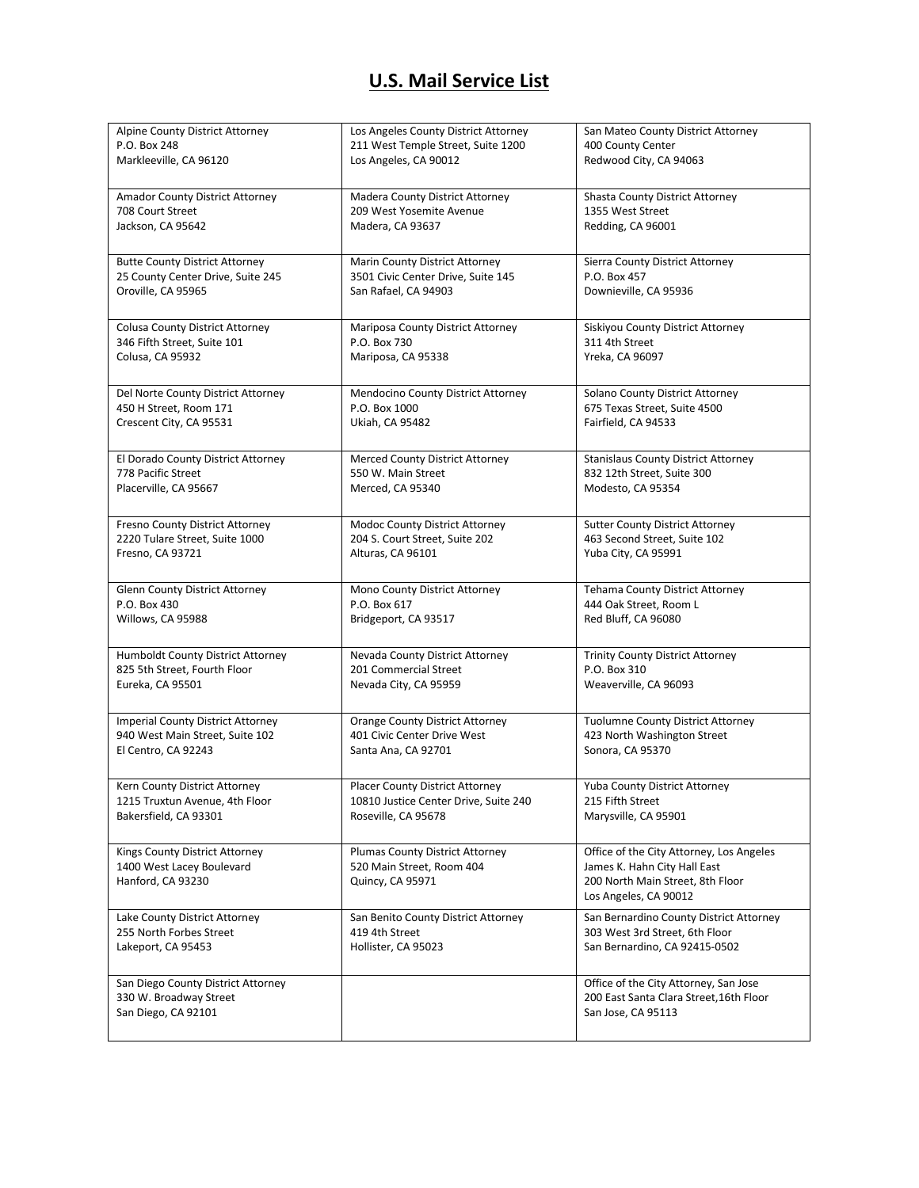# U.S. Mail Service List

| | | |
|---|---|---|
| Alpine County District Attorney<br>P.O. Box 248<br>Markleeville, CA 96120 | Los Angeles County District Attorney<br>211 West Temple Street, Suite 1200<br>Los Angeles, CA 90012 | San Mateo County District Attorney<br>400 County Center<br>Redwood City, CA 94063 |
| Amador County District Attorney<br>708 Court Street<br>Jackson, CA 95642 | Madera County District Attorney<br>209 West Yosemite Avenue<br>Madera, CA 93637 | Shasta County District Attorney<br>1355 West Street<br>Redding, CA 96001 |
| Butte County District Attorney<br>25 County Center Drive, Suite 245<br>Oroville, CA 95965 | Marin County District Attorney<br>3501 Civic Center Drive, Suite 145<br>San Rafael, CA 94903 | Sierra County District Attorney<br>P.O. Box 457<br>Downieville, CA 95936 |
| Colusa County District Attorney<br>346 Fifth Street, Suite 101<br>Colusa, CA 95932 | Mariposa County District Attorney<br>P.O. Box 730<br>Mariposa, CA 95338 | Siskiyou County District Attorney<br>311 4th Street<br>Yreka, CA 96097 |
| Del Norte County District Attorney<br>450 H Street, Room 171<br>Crescent City, CA 95531 | Mendocino County District Attorney<br>P.O. Box 1000<br>Ukiah, CA 95482 | Solano County District Attorney<br>675 Texas Street, Suite 4500<br>Fairfield, CA 94533 |
| El Dorado County District Attorney<br>778 Pacific Street<br>Placerville, CA 95667 | Merced County District Attorney<br>550 W. Main Street<br>Merced, CA 95340 | Stanislaus County District Attorney<br>832 12th Street, Suite 300<br>Modesto, CA 95354 |
| Fresno County District Attorney<br>2220 Tulare Street, Suite 1000<br>Fresno, CA 93721 | Modoc County District Attorney<br>204 S. Court Street, Suite 202<br>Alturas, CA 96101 | Sutter County District Attorney<br>463 Second Street, Suite 102<br>Yuba City, CA 95991 |
| Glenn County District Attorney<br>P.O. Box 430<br>Willows, CA 95988 | Mono County District Attorney<br>P.O. Box 617<br>Bridgeport, CA 93517 | Tehama County District Attorney<br>444 Oak Street, Room L<br>Red Bluff, CA 96080 |
| Humboldt County District Attorney<br>825 5th Street, Fourth Floor<br>Eureka, CA 95501 | Nevada County District Attorney<br>201 Commercial Street<br>Nevada City, CA 95959 | Trinity County District Attorney<br>P.O. Box 310<br>Weaverville, CA 96093 |
| Imperial County District Attorney<br>940 West Main Street, Suite 102<br>El Centro, CA 92243 | Orange County District Attorney<br>401 Civic Center Drive West<br>Santa Ana, CA 92701 | Tuolumne County District Attorney<br>423 North Washington Street<br>Sonora, CA 95370 |
| Kern County District Attorney<br>1215 Truxtun Avenue, 4th Floor<br>Bakersfield, CA 93301 | Placer County District Attorney<br>10810 Justice Center Drive, Suite 240<br>Roseville, CA 95678 | Yuba County District Attorney<br>215 Fifth Street<br>Marysville, CA 95901 |
| Kings County District Attorney<br>1400 West Lacey Boulevard<br>Hanford, CA 93230 | Plumas County District Attorney<br>520 Main Street, Room 404<br>Quincy, CA 95971 | Office of the City Attorney, Los Angeles<br>James K. Hahn City Hall East<br>200 North Main Street, 8th Floor<br>Los Angeles, CA 90012 |
| Lake County District Attorney<br>255 North Forbes Street<br>Lakeport, CA 95453 | San Benito County District Attorney<br>419 4th Street<br>Hollister, CA 95023 | San Bernardino County District Attorney<br>303 West 3rd Street, 6th Floor<br>San Bernardino, CA 92415-0502 |
| San Diego County District Attorney<br>330 W. Broadway Street<br>San Diego, CA 92101 | | Office of the City Attorney, San Jose<br>200 East Santa Clara Street,16th Floor<br>San Jose, CA 95113 |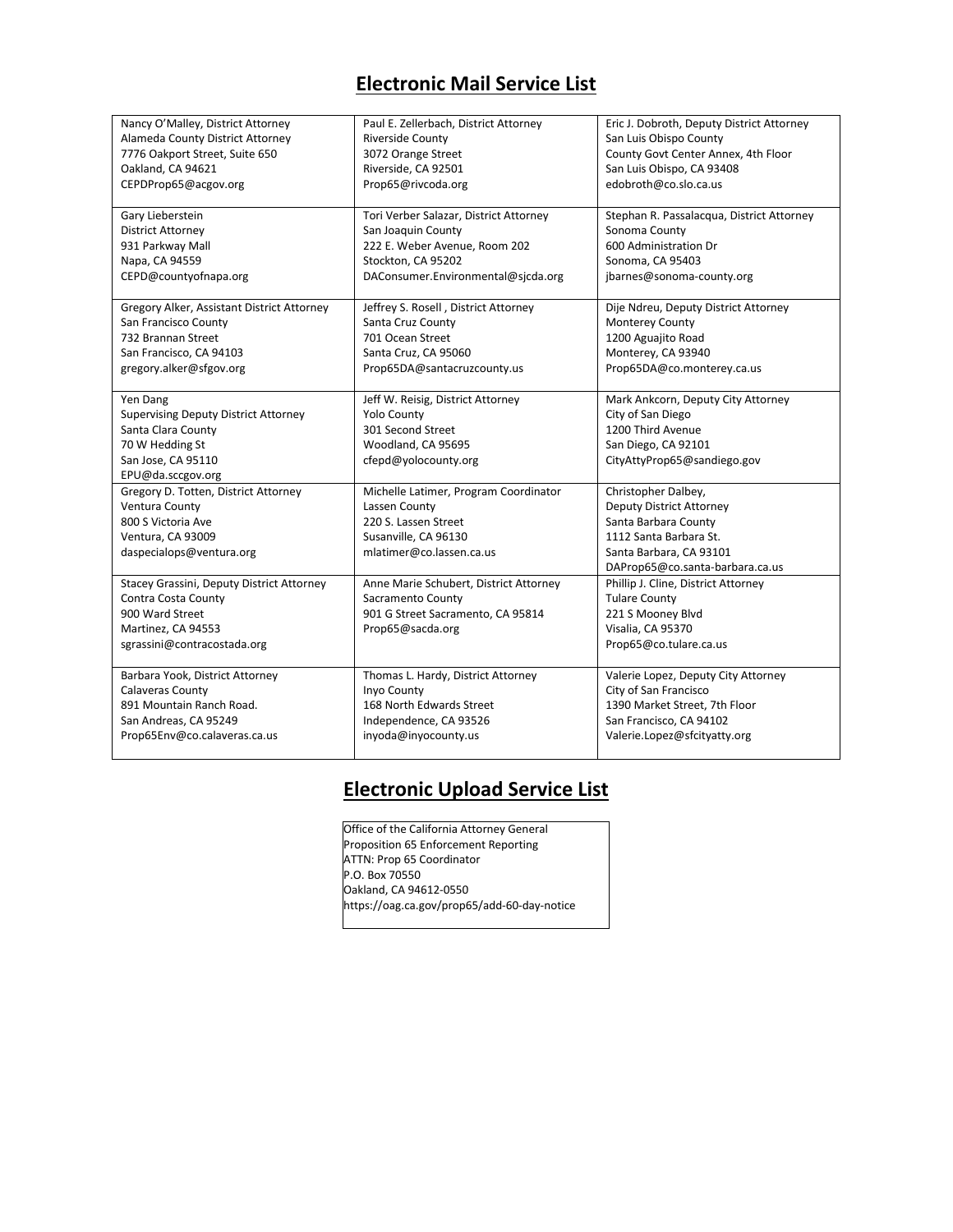## Electronic Mail Service List

| | | |
|---|---|---|
| Nancy O'Malley, District Attorney<br>Alameda County District Attorney<br>7776 Oakport Street, Suite 650<br>Oakland, CA 94621<br>CEPDProp65@acgov.org | Paul E. Zellerbach, District Attorney<br>Riverside County<br>3072 Orange Street<br>Riverside, CA 92501<br>Prop65@rivcoda.org | Eric J. Dobroth, Deputy District Attorney<br>San Luis Obispo County<br>County Govt Center Annex, 4th Floor<br>San Luis Obispo, CA 93408<br>edobroth@co.slo.ca.us |
| Gary Lieberstein<br>District Attorney<br>931 Parkway Mall<br>Napa, CA 94559<br>CEPD@countyofnapa.org | Tori Verber Salazar, District Attorney<br>San Joaquin County<br>222 E. Weber Avenue, Room 202<br>Stockton, CA 95202<br>DAConsumer.Environmental@sjcda.org | Stephan R. Passalacqua, District Attorney<br>Sonoma County<br>600 Administration Dr<br>Sonoma, CA 95403<br>jbarnes@sonoma-county.org |
| Gregory Alker, Assistant District Attorney<br>San Francisco County<br>732 Brannan Street<br>San Francisco, CA 94103<br>gregory.alker@sfgov.org | Jeffrey S. Rosell , District Attorney<br>Santa Cruz County<br>701 Ocean Street<br>Santa Cruz, CA 95060<br>Prop65DA@santacruzcounty.us | Dije Ndreu, Deputy District Attorney<br>Monterey County<br>1200 Aguajito Road<br>Monterey, CA 93940<br>Prop65DA@co.monterey.ca.us |
| Yen Dang<br>Supervising Deputy District Attorney<br>Santa Clara County<br>70 W Hedding St<br>San Jose, CA 95110<br>EPU@da.sccgov.org | Jeff W. Reisig, District Attorney<br>Yolo County<br>301 Second Street<br>Woodland, CA 95695<br>cfepd@yolocounty.org | Mark Ankcorn, Deputy City Attorney<br>City of San Diego<br>1200 Third Avenue<br>San Diego, CA 92101<br>CityAttyProp65@sandiego.gov |
| Gregory D. Totten, District Attorney<br>Ventura County<br>800 S Victoria Ave<br>Ventura, CA 93009<br>daspecialops@ventura.org | Michelle Latimer, Program Coordinator<br>Lassen County<br>220 S. Lassen Street<br>Susanville, CA 96130<br>mlatimer@co.lassen.ca.us | Christopher Dalbey,<br>Deputy District Attorney<br>Santa Barbara County<br>1112 Santa Barbara St.<br>Santa Barbara, CA 93101<br>DAProp65@co.santa-barbara.ca.us |
| Stacey Grassini, Deputy District Attorney<br>Contra Costa County<br>900 Ward Street<br>Martinez, CA 94553<br>sgrassini@contracostada.org | Anne Marie Schubert, District Attorney<br>Sacramento County<br>901 G Street Sacramento, CA 95814<br>Prop65@sacda.org | Phillip J. Cline, District Attorney<br>Tulare County<br>221 S Mooney Blvd<br>Visalia, CA 95370<br>Prop65@co.tulare.ca.us |
| Barbara Yook, District Attorney<br>Calaveras County<br>891 Mountain Ranch Road.<br>San Andreas, CA 95249<br>Prop65Env@co.calaveras.ca.us | Thomas L. Hardy, District Attorney<br>Inyo County<br>168 North Edwards Street<br>Independence, CA 93526<br>inyoda@inyocounty.us | Valerie Lopez, Deputy City Attorney<br>City of San Francisco<br>1390 Market Street, 7th Floor<br>San Francisco, CA 94102<br>Valerie.Lopez@sfcityatty.org |

## Electronic Upload Service List

| |
|---|
| Office of the California Attorney General<br>Proposition 65 Enforcement Reporting<br>ATTN: Prop 65 Coordinator<br>P.O. Box 70550<br>Oakland, CA 94612-0550<br>https://oag.ca.gov/prop65/add-60-day-notice |